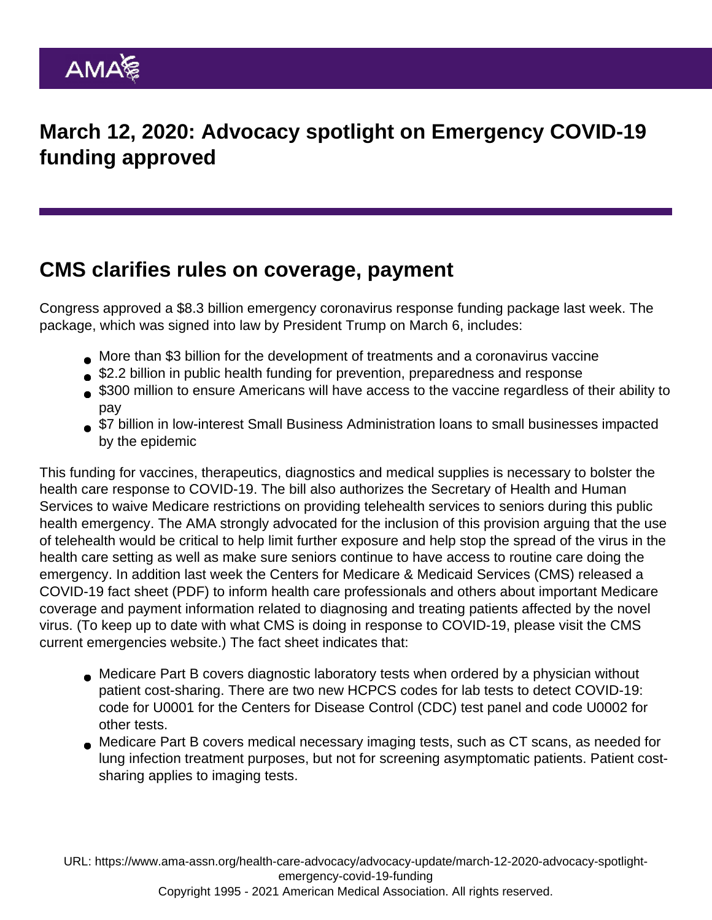# March 12, 2020: Advocacy spotlight on Emergency COVID-19 funding approved

## CMS clarifies rules on coverage, payment

Congress approved a $8.3 billion emergency coronavirus response funding package last week. The package, which was signed into law by President Trump on March 6, includes:

- More than $3 billion for the development of treatments and a coronavirus vaccine
- $2.2 billion in public health funding for prevention, preparedness and response
- $300 million to ensure Americans will have access to the vaccine regardless of their ability to pay
- $7 billion in low-interest Small Business Administration loans to small businesses impacted by the epidemic

This funding for vaccines, therapeutics, diagnostics and medical supplies is necessary to bolster the health care response to COVID-19. The bill also authorizes the Secretary of Health and Human Services to waive Medicare restrictions on providing telehealth services to seniors during this public health emergency. The AMA strongly advocated for the inclusion of this provision arguing that the use of telehealth would be critical to help limit further exposure and help stop the spread of the virus in the health care setting as well as make sure seniors continue to have access to routine care doing the emergency. In addition last week the Centers for Medicare & Medicaid Services (CMS) released a COVID-19 fact sheet (PDF) to inform health care professionals and others about important Medicare coverage and payment information related to diagnosing and treating patients affected by the novel virus. (To keep up to date with what CMS is doing in response to COVID-19, please visit the CMS current emergencies website.) The fact sheet indicates that:

- Medicare Part B covers diagnostic laboratory tests when ordered by a physician without patient cost-sharing. There are two new HCPCS codes for lab tests to detect COVID-19: code for U0001 for the Centers for Disease Control (CDC) test panel and code U0002 for other tests.
- Medicare Part B covers medical necessary imaging tests, such as CT scans, as needed for lung infection treatment purposes, but not for screening asymptomatic patients. Patient cost-sharing applies to imaging tests.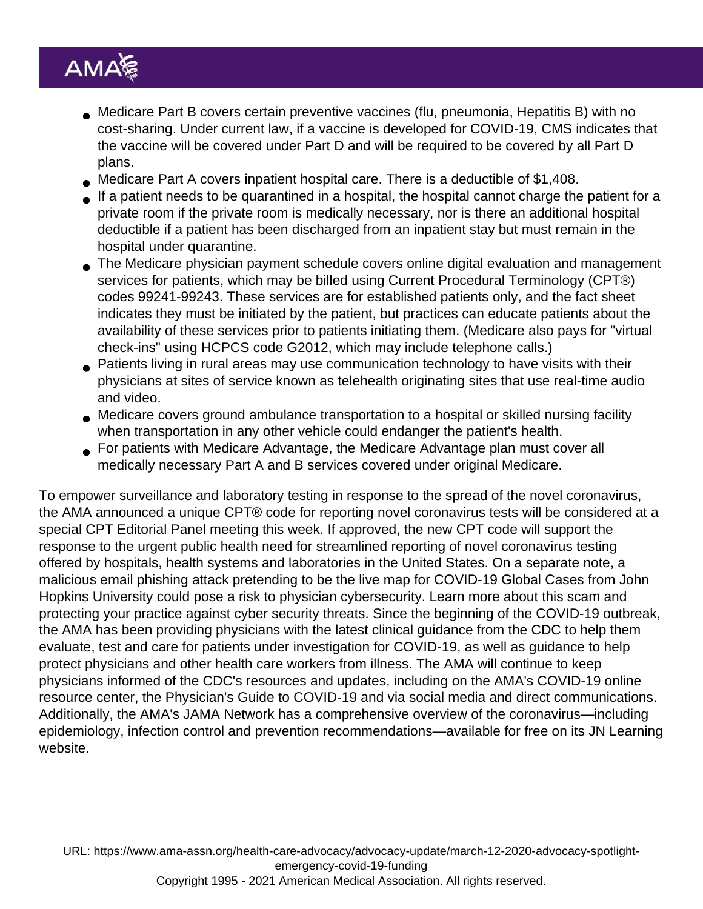- Medicare Part B covers certain preventive vaccines (flu, pneumonia, Hepatitis B) with no cost-sharing. Under current law, if a vaccine is developed for COVID-19, CMS indicates that the vaccine will be covered under Part D and will be required to be covered by all Part D plans.
- Medicare Part A covers inpatient hospital care. There is a deductible of $1,408.
- If a patient needs to be quarantined in a hospital, the hospital cannot charge the patient for a private room if the private room is medically necessary, nor is there an additional hospital deductible if a patient has been discharged from an inpatient stay but must remain in the hospital under quarantine.
- The Medicare physician payment schedule covers online digital evaluation and management services for patients, which may be billed using Current Procedural Terminology (CPT®) codes 99241-99243. These services are for established patients only, and the fact sheet indicates they must be initiated by the patient, but practices can educate patients about the availability of these services prior to patients initiating them. (Medicare also pays for "virtual check-ins" using HCPCS code G2012, which may include telephone calls.)
- Patients living in rural areas may use communication technology to have visits with their physicians at sites of service known as telehealth originating sites that use real-time audio and video.
- Medicare covers ground ambulance transportation to a hospital or skilled nursing facility when transportation in any other vehicle could endanger the patient's health.
- For patients with Medicare Advantage, the Medicare Advantage plan must cover all medically necessary Part A and B services covered under original Medicare.

To empower surveillance and laboratory testing in response to the spread of the novel coronavirus, the AMA announced a unique CPT® code for reporting novel coronavirus tests will be considered at a special CPT Editorial Panel meeting this week. If approved, the new CPT code will support the response to the urgent public health need for streamlined reporting of novel coronavirus testing offered by hospitals, health systems and laboratories in the United States. On a separate note, a malicious email phishing attack pretending to be the live map for COVID-19 Global Cases from John Hopkins University could pose a risk to physician cybersecurity. Learn more about this scam and protecting your practice against cyber security threats. Since the beginning of the COVID-19 outbreak, the AMA has been providing physicians with the latest clinical guidance from the CDC to help them evaluate, test and care for patients under investigation for COVID-19, as well as guidance to help protect physicians and other health care workers from illness. The AMA will continue to keep physicians informed of the CDC's resources and updates, including on the AMA's COVID-19 online resource center, the Physician's Guide to COVID-19 and via social media and direct communications. Additionally, the AMA's JAMA Network has a comprehensive overview of the coronavirus—including epidemiology, infection control and prevention recommendations—available for free on its JN Learning website.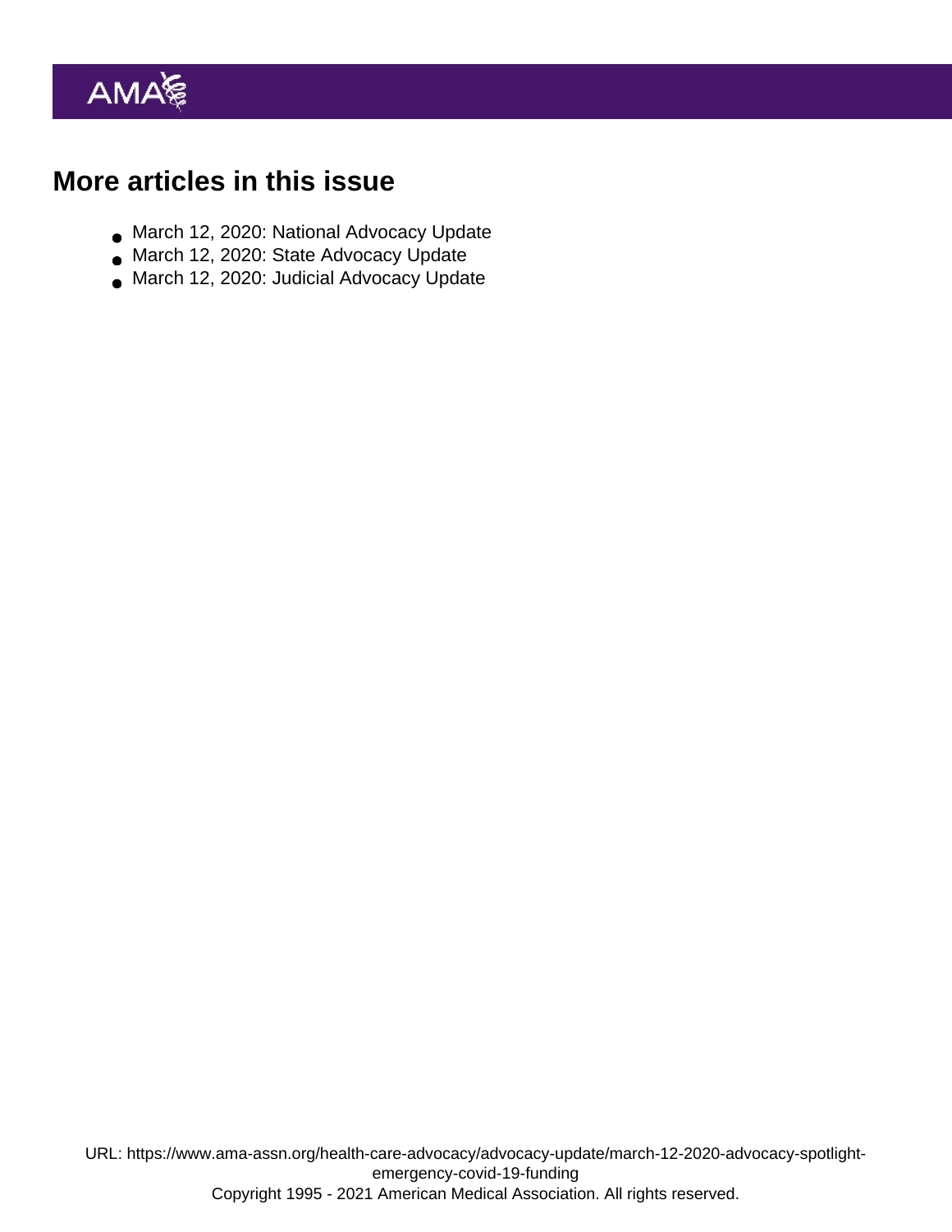## More articles in this issue

- March 12, 2020: National Advocacy Update
- March 12, 2020: State Advocacy Update
- March 12, 2020: Judicial Advocacy Update